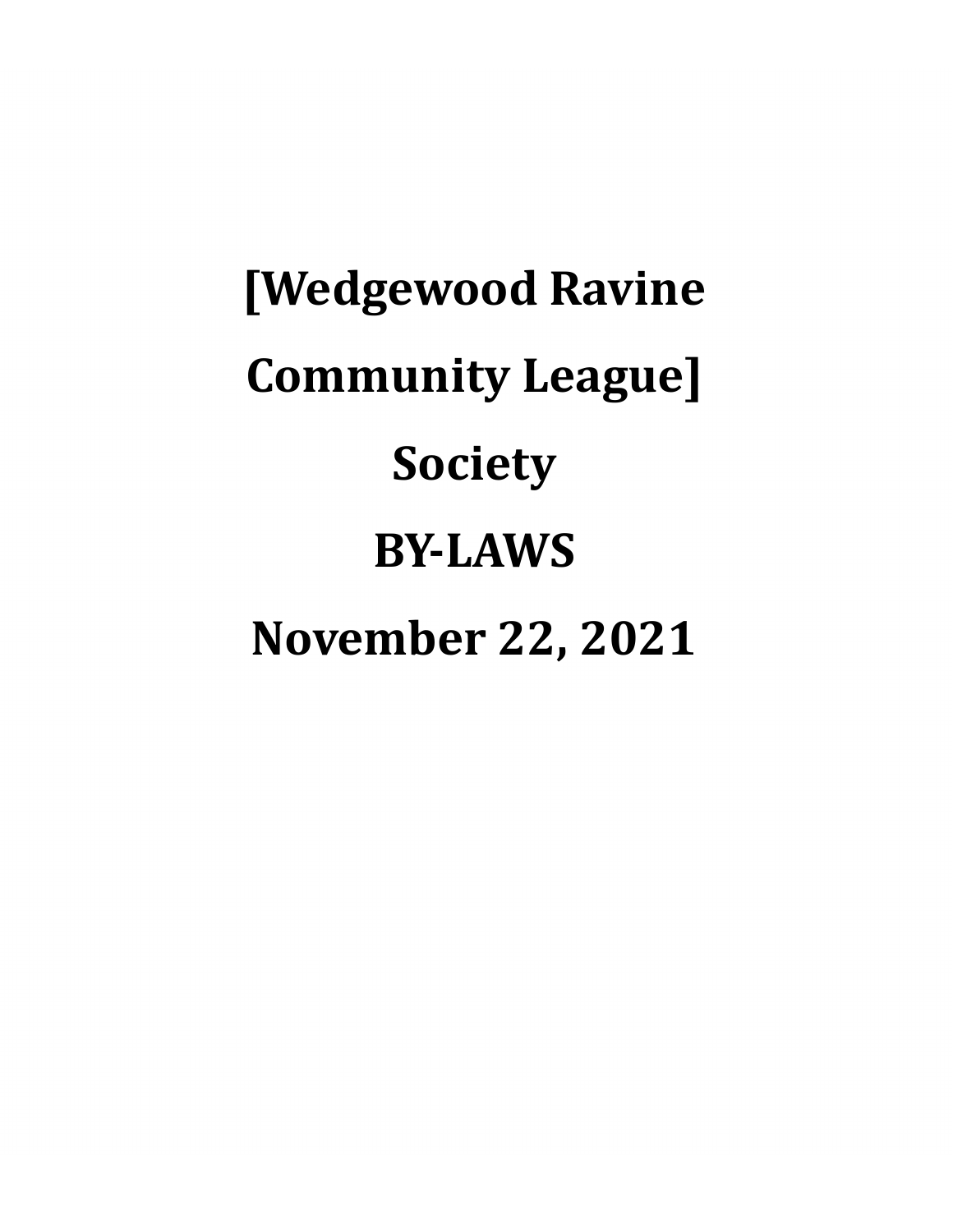# [Wedgewood Ravine Community League] Society

# BY-LAWS

# November 22, 2021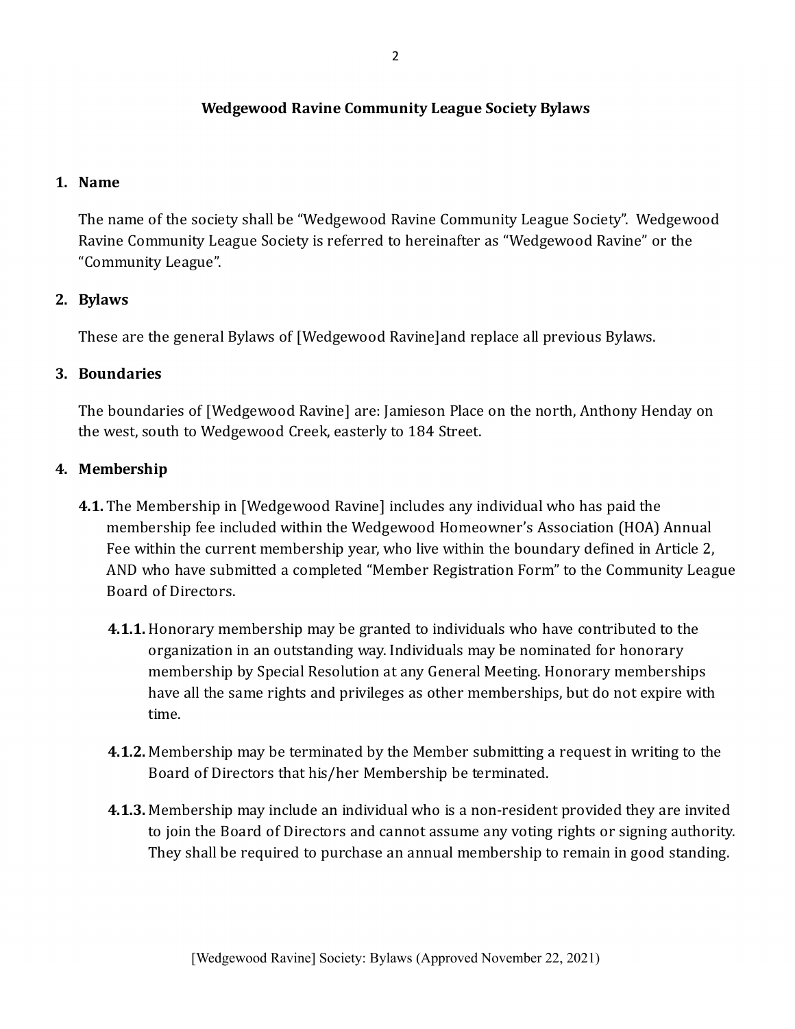# Wedgewood Ravine Community League Society Bylaws

## 1. Name

The name of the society shall be "Wedgewood Ravine Community League Society". Wedgewood Ravine Community League Society is referred to hereinafter as "Wedgewood Ravine" or the "Community League".

## 2. Bylaws

These are the general Bylaws of [Wedgewood Ravine]and replace all previous Bylaws.

## 3. Boundaries

The boundaries of [Wedgewood Ravine] are: Jamieson Place on the north, Anthony Henday on the west, south to Wedgewood Creek, easterly to 184 Street.

## 4. Membership

**4.1.** The Membership in [Wedgewood Ravine] includes any individual who has paid the membership fee included within the Wedgewood Homeowner's Association (HOA) Annual Fee within the current membership year, who live within the boundary defined in Article 2, AND who have submitted a completed "Member Registration Form" to the Community League Board of Directors.

**4.1.1.** Honorary membership may be granted to individuals who have contributed to the organization in an outstanding way. Individuals may be nominated for honorary membership by Special Resolution at any General Meeting. Honorary memberships have all the same rights and privileges as other memberships, but do not expire with time.

**4.1.2.** Membership may be terminated by the Member submitting a request in writing to the Board of Directors that his/her Membership be terminated.

**4.1.3.** Membership may include an individual who is a non-resident provided they are invited to join the Board of Directors and cannot assume any voting rights or signing authority. They shall be required to purchase an annual membership to remain in good standing.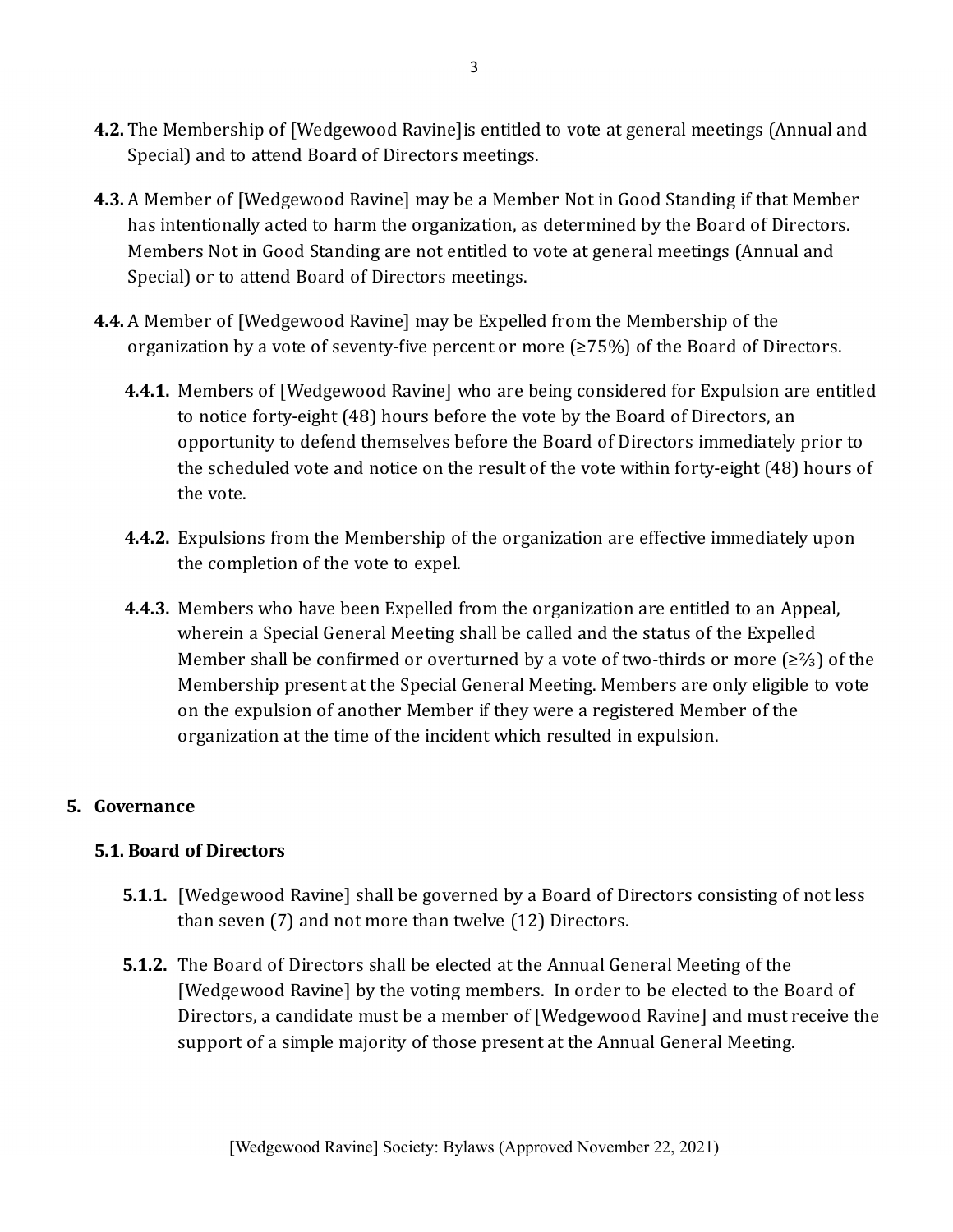**4.2.** The Membership of [Wedgewood Ravine]is entitled to vote at general meetings (Annual and Special) and to attend Board of Directors meetings.

**4.3.** A Member of [Wedgewood Ravine] may be a Member Not in Good Standing if that Member has intentionally acted to harm the organization, as determined by the Board of Directors. Members Not in Good Standing are not entitled to vote at general meetings (Annual and Special) or to attend Board of Directors meetings.

**4.4.** A Member of [Wedgewood Ravine] may be Expelled from the Membership of the organization by a vote of seventy-five percent or more (≥75%) of the Board of Directors.

**4.4.1.** Members of [Wedgewood Ravine] who are being considered for Expulsion are entitled to notice forty-eight (48) hours before the vote by the Board of Directors, an opportunity to defend themselves before the Board of Directors immediately prior to the scheduled vote and notice on the result of the vote within forty-eight (48) hours of the vote.

**4.4.2.** Expulsions from the Membership of the organization are effective immediately upon the completion of the vote to expel.

**4.4.3.** Members who have been Expelled from the organization are entitled to an Appeal, wherein a Special General Meeting shall be called and the status of the Expelled Member shall be confirmed or overturned by a vote of two-thirds or more (≥⅔) of the Membership present at the Special General Meeting. Members are only eligible to vote on the expulsion of another Member if they were a registered Member of the organization at the time of the incident which resulted in expulsion.

## 5. Governance

### 5.1. Board of Directors

**5.1.1.** [Wedgewood Ravine] shall be governed by a Board of Directors consisting of not less than seven (7) and not more than twelve (12) Directors.

**5.1.2.** The Board of Directors shall be elected at the Annual General Meeting of the [Wedgewood Ravine] by the voting members. In order to be elected to the Board of Directors, a candidate must be a member of [Wedgewood Ravine] and must receive the support of a simple majority of those present at the Annual General Meeting.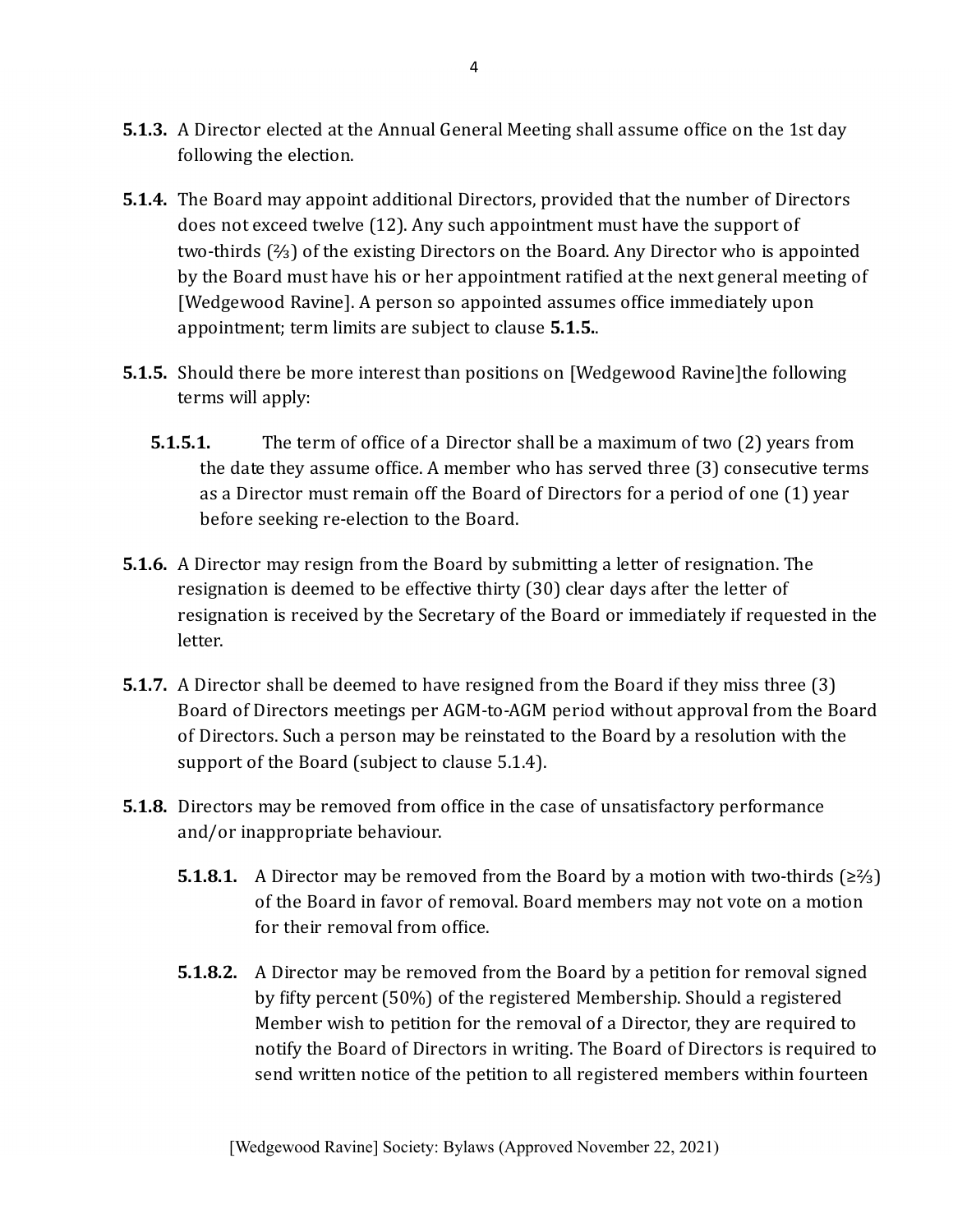**5.1.3.** A Director elected at the Annual General Meeting shall assume office on the 1st day following the election.

**5.1.4.** The Board may appoint additional Directors, provided that the number of Directors does not exceed twelve (12). Any such appointment must have the support of two-thirds (⅔) of the existing Directors on the Board. Any Director who is appointed by the Board must have his or her appointment ratified at the next general meeting of [Wedgewood Ravine]. A person so appointed assumes office immediately upon appointment; term limits are subject to clause **5.1.5.**.

**5.1.5.** Should there be more interest than positions on [Wedgewood Ravine]the following terms will apply:

- **5.1.5.1.** The term of office of a Director shall be a maximum of two (2) years from the date they assume office. A member who has served three (3) consecutive terms as a Director must remain off the Board of Directors for a period of one (1) year before seeking re-election to the Board.

**5.1.6.** A Director may resign from the Board by submitting a letter of resignation. The resignation is deemed to be effective thirty (30) clear days after the letter of resignation is received by the Secretary of the Board or immediately if requested in the letter.

**5.1.7.** A Director shall be deemed to have resigned from the Board if they miss three (3) Board of Directors meetings per AGM-to-AGM period without approval from the Board of Directors. Such a person may be reinstated to the Board by a resolution with the support of the Board (subject to clause 5.1.4).

**5.1.8.** Directors may be removed from office in the case of unsatisfactory performance and/or inappropriate behaviour.

- **5.1.8.1.** A Director may be removed from the Board by a motion with two-thirds (≥⅔) of the Board in favor of removal. Board members may not vote on a motion for their removal from office.

- **5.1.8.2.** A Director may be removed from the Board by a petition for removal signed by fifty percent (50%) of the registered Membership. Should a registered Member wish to petition for the removal of a Director, they are required to notify the Board of Directors in writing. The Board of Directors is required to send written notice of the petition to all registered members within fourteen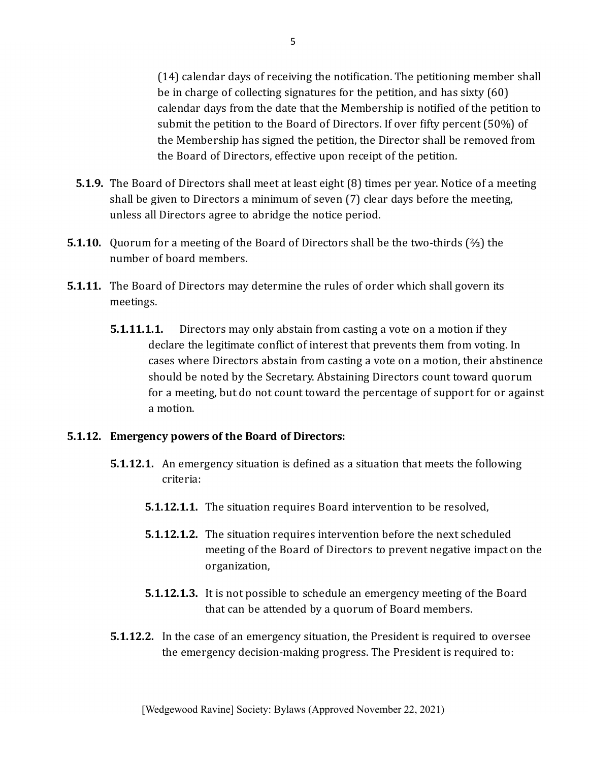(14) calendar days of receiving the notification. The petitioning member shall be in charge of collecting signatures for the petition, and has sixty (60) calendar days from the date that the Membership is notified of the petition to submit the petition to the Board of Directors. If over fifty percent (50%) of the Membership has signed the petition, the Director shall be removed from the Board of Directors, effective upon receipt of the petition.

**5.1.9.** The Board of Directors shall meet at least eight (8) times per year. Notice of a meeting shall be given to Directors a minimum of seven (7) clear days before the meeting, unless all Directors agree to abridge the notice period.

**5.1.10.** Quorum for a meeting of the Board of Directors shall be the two-thirds (⅔) the number of board members.

**5.1.11.** The Board of Directors may determine the rules of order which shall govern its meetings.

**5.1.11.1.1.** Directors may only abstain from casting a vote on a motion if they declare the legitimate conflict of interest that prevents them from voting. In cases where Directors abstain from casting a vote on a motion, their abstinence should be noted by the Secretary. Abstaining Directors count toward quorum for a meeting, but do not count toward the percentage of support for or against a motion.

**5.1.12. Emergency powers of the Board of Directors:**

**5.1.12.1.** An emergency situation is defined as a situation that meets the following criteria:

**5.1.12.1.1.** The situation requires Board intervention to be resolved,

**5.1.12.1.2.** The situation requires intervention before the next scheduled meeting of the Board of Directors to prevent negative impact on the organization,

**5.1.12.1.3.** It is not possible to schedule an emergency meeting of the Board that can be attended by a quorum of Board members.

**5.1.12.2.** In the case of an emergency situation, the President is required to oversee the emergency decision-making progress. The President is required to: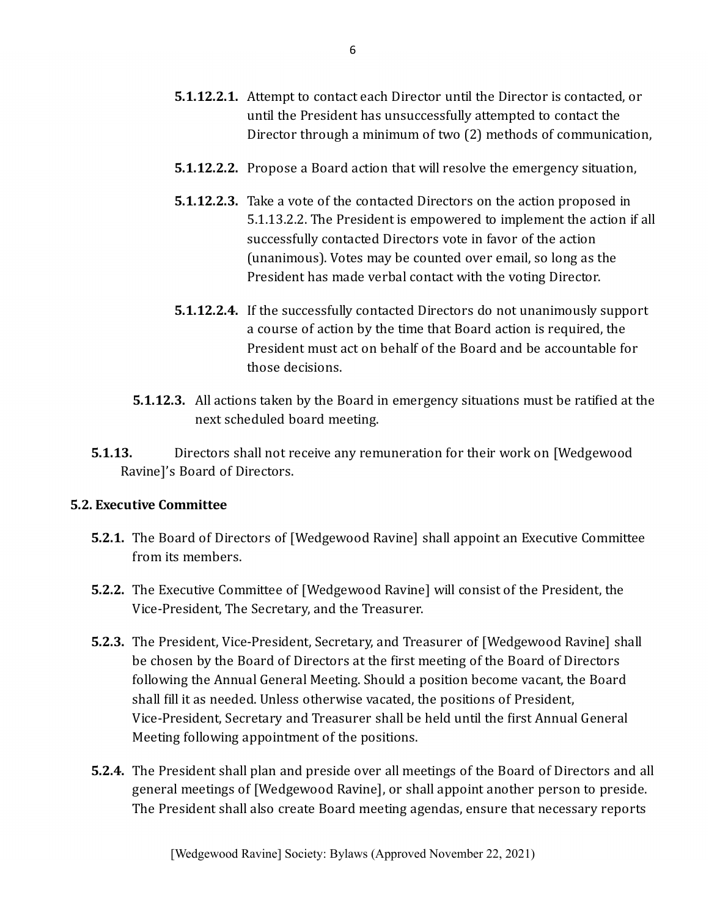**5.1.12.2.1.** Attempt to contact each Director until the Director is contacted, or until the President has unsuccessfully attempted to contact the Director through a minimum of two (2) methods of communication,

**5.1.12.2.2.** Propose a Board action that will resolve the emergency situation,

**5.1.12.2.3.** Take a vote of the contacted Directors on the action proposed in 5.1.13.2.2. The President is empowered to implement the action if all successfully contacted Directors vote in favor of the action (unanimous). Votes may be counted over email, so long as the President has made verbal contact with the voting Director.

**5.1.12.2.4.** If the successfully contacted Directors do not unanimously support a course of action by the time that Board action is required, the President must act on behalf of the Board and be accountable for those decisions.

**5.1.12.3.** All actions taken by the Board in emergency situations must be ratified at the next scheduled board meeting.

**5.1.13.** Directors shall not receive any remuneration for their work on [Wedgewood Ravine]'s Board of Directors.

### 5.2. Executive Committee

**5.2.1.** The Board of Directors of [Wedgewood Ravine] shall appoint an Executive Committee from its members.

**5.2.2.** The Executive Committee of [Wedgewood Ravine] will consist of the President, the Vice-President, The Secretary, and the Treasurer.

**5.2.3.** The President, Vice-President, Secretary, and Treasurer of [Wedgewood Ravine] shall be chosen by the Board of Directors at the first meeting of the Board of Directors following the Annual General Meeting. Should a position become vacant, the Board shall fill it as needed. Unless otherwise vacated, the positions of President, Vice-President, Secretary and Treasurer shall be held until the first Annual General Meeting following appointment of the positions.

**5.2.4.** The President shall plan and preside over all meetings of the Board of Directors and all general meetings of [Wedgewood Ravine], or shall appoint another person to preside. The President shall also create Board meeting agendas, ensure that necessary reports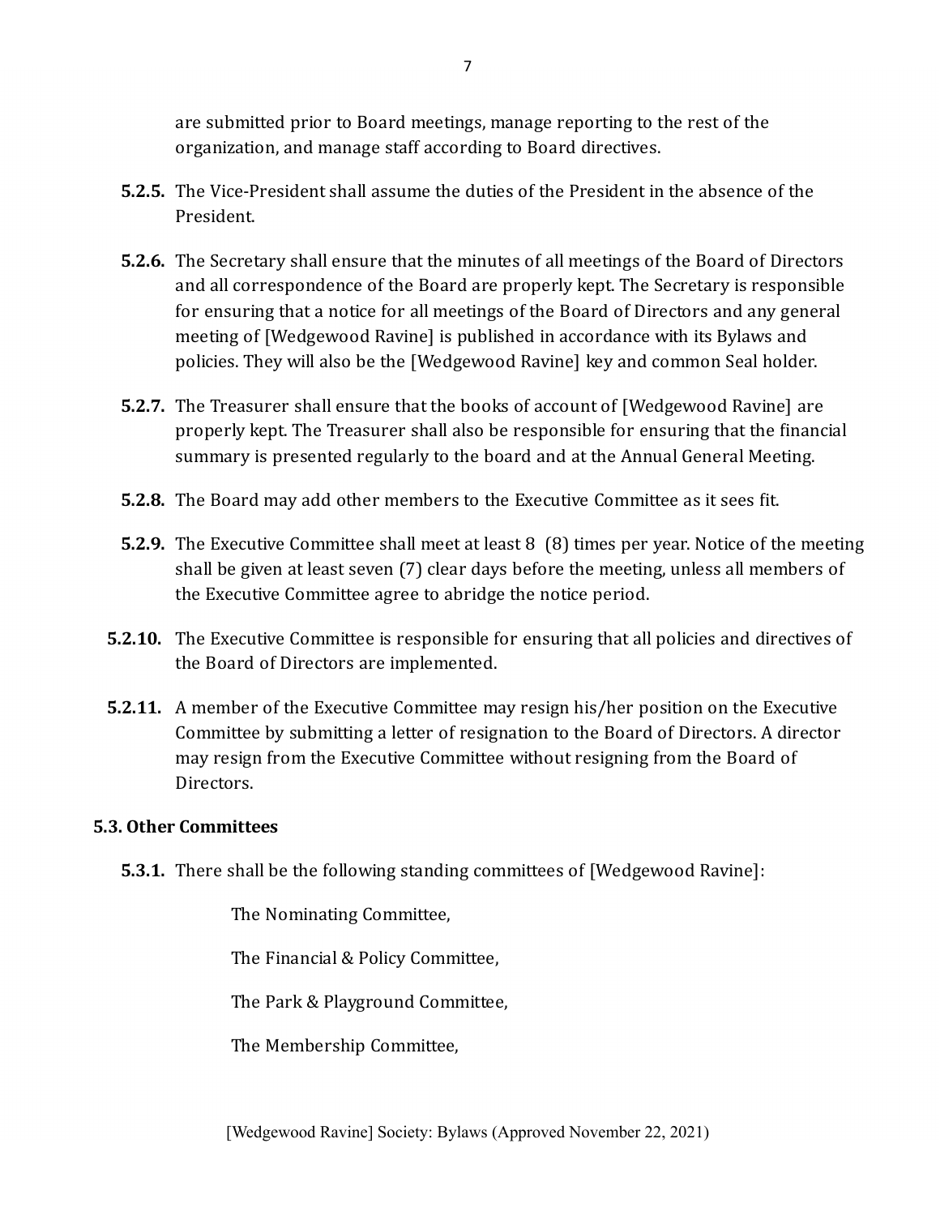are submitted prior to Board meetings, manage reporting to the rest of the organization, and manage staff according to Board directives.

**5.2.5.** The Vice-President shall assume the duties of the President in the absence of the President.

**5.2.6.** The Secretary shall ensure that the minutes of all meetings of the Board of Directors and all correspondence of the Board are properly kept. The Secretary is responsible for ensuring that a notice for all meetings of the Board of Directors and any general meeting of [Wedgewood Ravine] is published in accordance with its Bylaws and policies. They will also be the [Wedgewood Ravine] key and common Seal holder.

**5.2.7.** The Treasurer shall ensure that the books of account of [Wedgewood Ravine] are properly kept. The Treasurer shall also be responsible for ensuring that the financial summary is presented regularly to the board and at the Annual General Meeting.

**5.2.8.** The Board may add other members to the Executive Committee as it sees fit.

**5.2.9.** The Executive Committee shall meet at least 8 (8) times per year. Notice of the meeting shall be given at least seven (7) clear days before the meeting, unless all members of the Executive Committee agree to abridge the notice period.

**5.2.10.** The Executive Committee is responsible for ensuring that all policies and directives of the Board of Directors are implemented.

**5.2.11.** A member of the Executive Committee may resign his/her position on the Executive Committee by submitting a letter of resignation to the Board of Directors. A director may resign from the Executive Committee without resigning from the Board of Directors.

### 5.3. Other Committees

**5.3.1.** There shall be the following standing committees of [Wedgewood Ravine]:

The Nominating Committee,

The Financial & Policy Committee,

The Park & Playground Committee,

The Membership Committee,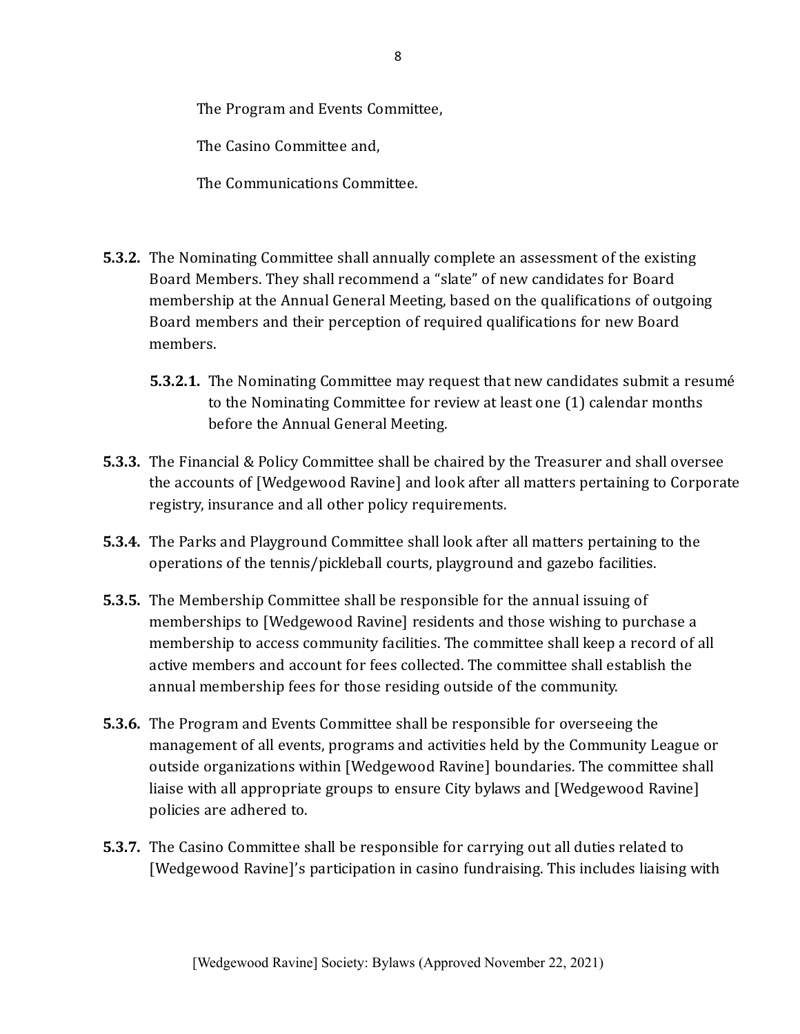The Program and Events Committee,

The Casino Committee and,

The Communications Committee.

**5.3.2.** The Nominating Committee shall annually complete an assessment of the existing Board Members. They shall recommend a "slate" of new candidates for Board membership at the Annual General Meeting, based on the qualifications of outgoing Board members and their perception of required qualifications for new Board members.

**5.3.2.1.** The Nominating Committee may request that new candidates submit a resumé to the Nominating Committee for review at least one (1) calendar months before the Annual General Meeting.

**5.3.3.** The Financial & Policy Committee shall be chaired by the Treasurer and shall oversee the accounts of [Wedgewood Ravine] and look after all matters pertaining to Corporate registry, insurance and all other policy requirements.

**5.3.4.** The Parks and Playground Committee shall look after all matters pertaining to the operations of the tennis/pickleball courts, playground and gazebo facilities.

**5.3.5.** The Membership Committee shall be responsible for the annual issuing of memberships to [Wedgewood Ravine] residents and those wishing to purchase a membership to access community facilities. The committee shall keep a record of all active members and account for fees collected. The committee shall establish the annual membership fees for those residing outside of the community.

**5.3.6.** The Program and Events Committee shall be responsible for overseeing the management of all events, programs and activities held by the Community League or outside organizations within [Wedgewood Ravine] boundaries. The committee shall liaise with all appropriate groups to ensure City bylaws and [Wedgewood Ravine] policies are adhered to.

**5.3.7.** The Casino Committee shall be responsible for carrying out all duties related to [Wedgewood Ravine]'s participation in casino fundraising. This includes liaising with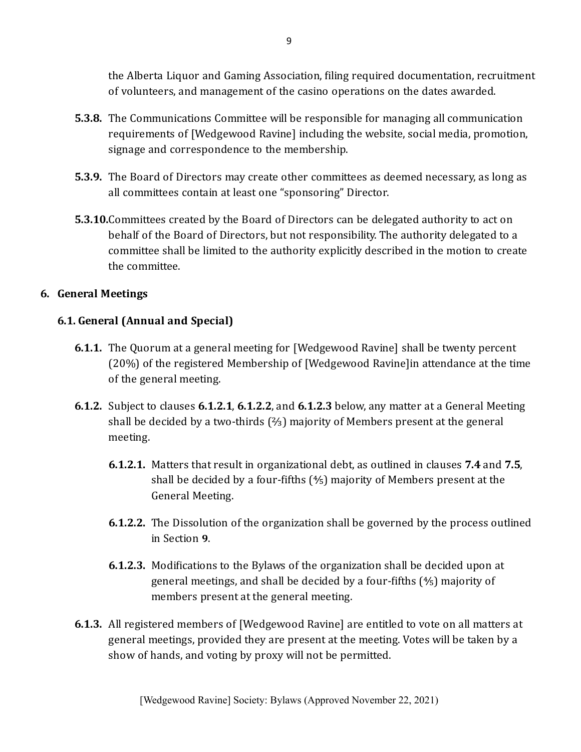the Alberta Liquor and Gaming Association, filing required documentation, recruitment of volunteers, and management of the casino operations on the dates awarded.

**5.3.8.** The Communications Committee will be responsible for managing all communication requirements of [Wedgewood Ravine] including the website, social media, promotion, signage and correspondence to the membership.

**5.3.9.** The Board of Directors may create other committees as deemed necessary, as long as all committees contain at least one "sponsoring" Director.

**5.3.10.** Committees created by the Board of Directors can be delegated authority to act on behalf of the Board of Directors, but not responsibility. The authority delegated to a committee shall be limited to the authority explicitly described in the motion to create the committee.

## 6. General Meetings

### 6.1. General (Annual and Special)

**6.1.1.** The Quorum at a general meeting for [Wedgewood Ravine] shall be twenty percent (20%) of the registered Membership of [Wedgewood Ravine]in attendance at the time of the general meeting.

**6.1.2.** Subject to clauses **6.1.2.1**, **6.1.2.2**, and **6.1.2.3** below, any matter at a General Meeting shall be decided by a two-thirds (⅔) majority of Members present at the general meeting.

- **6.1.2.1.** Matters that result in organizational debt, as outlined in clauses **7.4** and **7.5**, shall be decided by a four-fifths (⅘) majority of Members present at the General Meeting.

- **6.1.2.2.** The Dissolution of the organization shall be governed by the process outlined in Section **9**.

- **6.1.2.3.** Modifications to the Bylaws of the organization shall be decided upon at general meetings, and shall be decided by a four-fifths (⅘) majority of members present at the general meeting.

**6.1.3.** All registered members of [Wedgewood Ravine] are entitled to vote on all matters at general meetings, provided they are present at the meeting. Votes will be taken by a show of hands, and voting by proxy will not be permitted.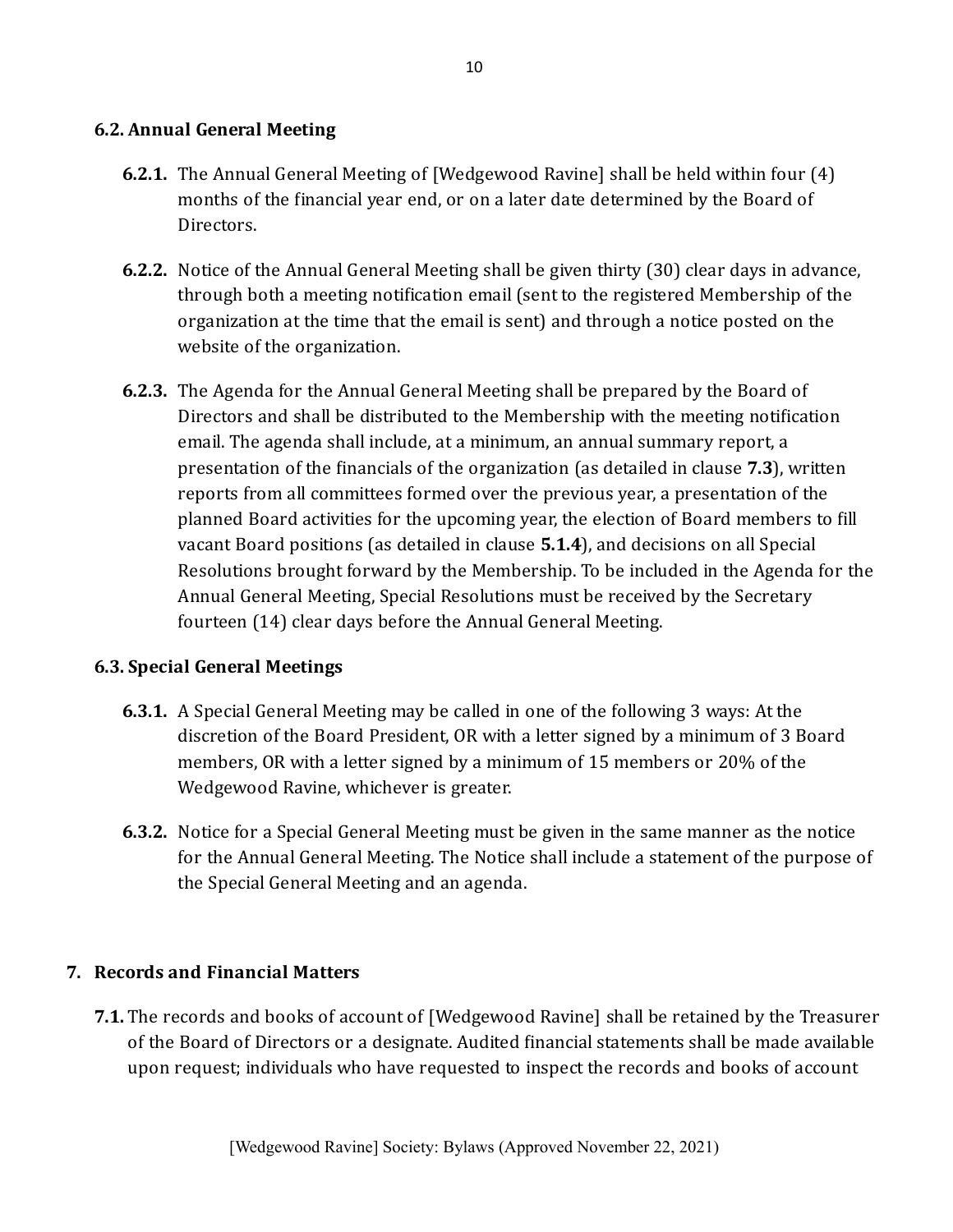### 6.2. Annual General Meeting

**6.2.1.** The Annual General Meeting of [Wedgewood Ravine] shall be held within four (4) months of the financial year end, or on a later date determined by the Board of Directors.

**6.2.2.** Notice of the Annual General Meeting shall be given thirty (30) clear days in advance, through both a meeting notification email (sent to the registered Membership of the organization at the time that the email is sent) and through a notice posted on the website of the organization.

**6.2.3.** The Agenda for the Annual General Meeting shall be prepared by the Board of Directors and shall be distributed to the Membership with the meeting notification email. The agenda shall include, at a minimum, an annual summary report, a presentation of the financials of the organization (as detailed in clause **7.3**), written reports from all committees formed over the previous year, a presentation of the planned Board activities for the upcoming year, the election of Board members to fill vacant Board positions (as detailed in clause **5.1.4**), and decisions on all Special Resolutions brought forward by the Membership. To be included in the Agenda for the Annual General Meeting, Special Resolutions must be received by the Secretary fourteen (14) clear days before the Annual General Meeting.

### 6.3. Special General Meetings

**6.3.1.** A Special General Meeting may be called in one of the following 3 ways: At the discretion of the Board President, OR with a letter signed by a minimum of 3 Board members, OR with a letter signed by a minimum of 15 members or 20% of the Wedgewood Ravine, whichever is greater.

**6.3.2.** Notice for a Special General Meeting must be given in the same manner as the notice for the Annual General Meeting. The Notice shall include a statement of the purpose of the Special General Meeting and an agenda.

## 7. Records and Financial Matters

**7.1.** The records and books of account of [Wedgewood Ravine] shall be retained by the Treasurer of the Board of Directors or a designate. Audited financial statements shall be made available upon request; individuals who have requested to inspect the records and books of account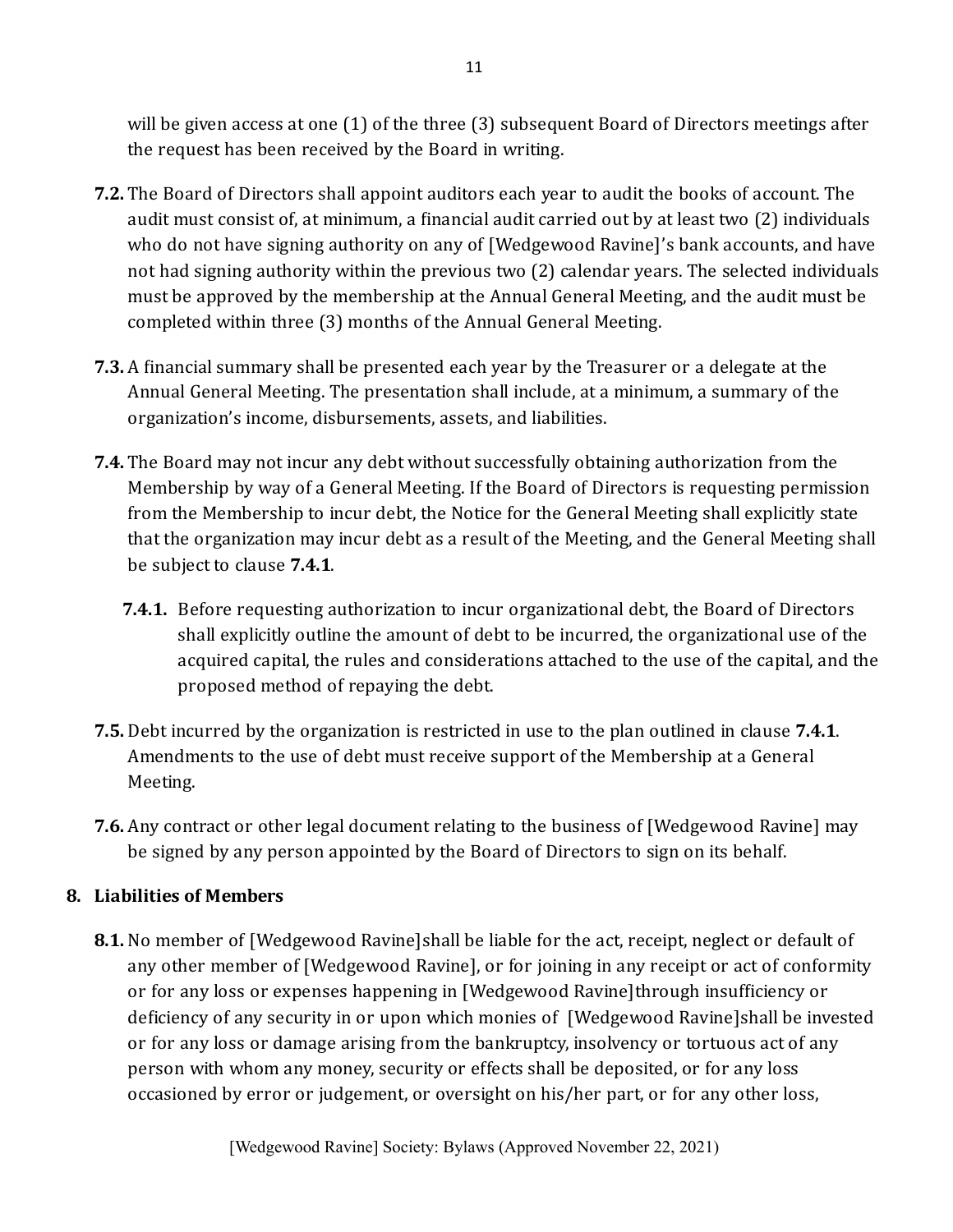will be given access at one (1) of the three (3) subsequent Board of Directors meetings after the request has been received by the Board in writing.

**7.2.** The Board of Directors shall appoint auditors each year to audit the books of account. The audit must consist of, at minimum, a financial audit carried out by at least two (2) individuals who do not have signing authority on any of [Wedgewood Ravine]'s bank accounts, and have not had signing authority within the previous two (2) calendar years. The selected individuals must be approved by the membership at the Annual General Meeting, and the audit must be completed within three (3) months of the Annual General Meeting.

**7.3.** A financial summary shall be presented each year by the Treasurer or a delegate at the Annual General Meeting. The presentation shall include, at a minimum, a summary of the organization's income, disbursements, assets, and liabilities.

**7.4.** The Board may not incur any debt without successfully obtaining authorization from the Membership by way of a General Meeting. If the Board of Directors is requesting permission from the Membership to incur debt, the Notice for the General Meeting shall explicitly state that the organization may incur debt as a result of the Meeting, and the General Meeting shall be subject to clause **7.4.1**.

**7.4.1.** Before requesting authorization to incur organizational debt, the Board of Directors shall explicitly outline the amount of debt to be incurred, the organizational use of the acquired capital, the rules and considerations attached to the use of the capital, and the proposed method of repaying the debt.

**7.5.** Debt incurred by the organization is restricted in use to the plan outlined in clause **7.4.1**. Amendments to the use of debt must receive support of the Membership at a General Meeting.

**7.6.** Any contract or other legal document relating to the business of [Wedgewood Ravine] may be signed by any person appointed by the Board of Directors to sign on its behalf.

## 8. Liabilities of Members

**8.1.** No member of [Wedgewood Ravine]shall be liable for the act, receipt, neglect or default of any other member of [Wedgewood Ravine], or for joining in any receipt or act of conformity or for any loss or expenses happening in [Wedgewood Ravine]through insufficiency or deficiency of any security in or upon which monies of [Wedgewood Ravine]shall be invested or for any loss or damage arising from the bankruptcy, insolvency or tortuous act of any person with whom any money, security or effects shall be deposited, or for any loss occasioned by error or judgement, or oversight on his/her part, or for any other loss,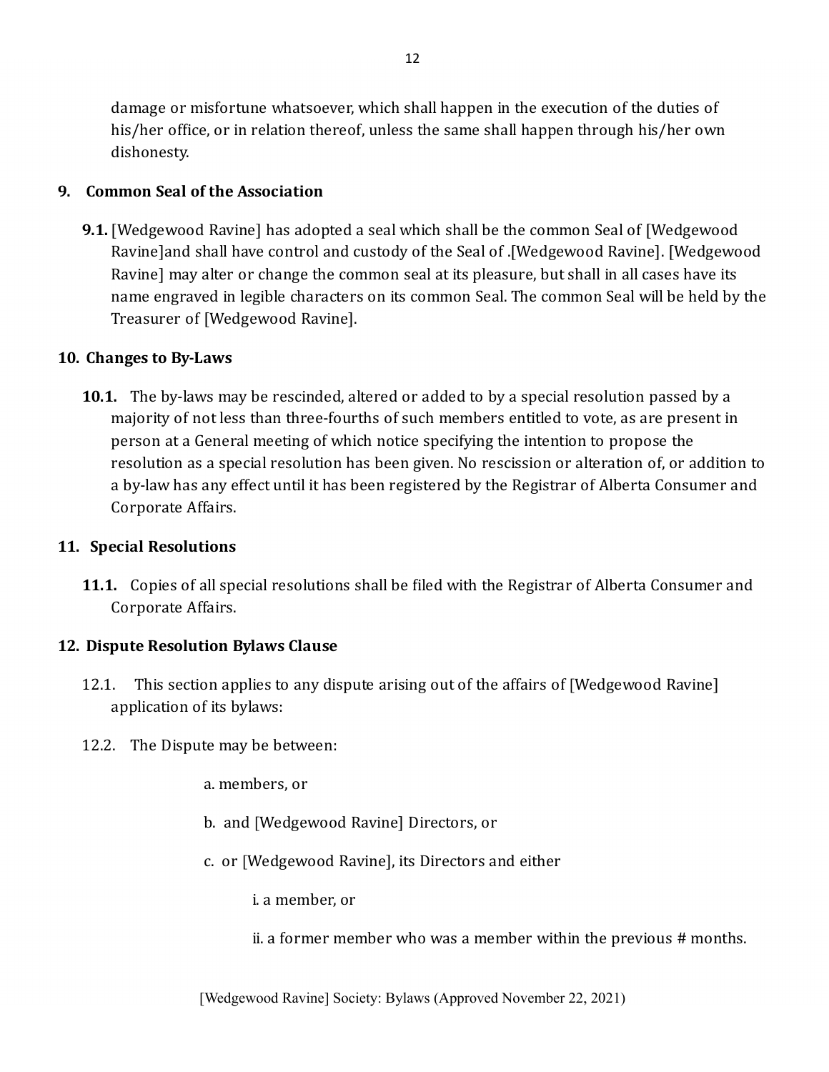damage or misfortune whatsoever, which shall happen in the execution of the duties of his/her office, or in relation thereof, unless the same shall happen through his/her own dishonesty.

## 9. Common Seal of the Association

**9.1.** [Wedgewood Ravine] has adopted a seal which shall be the common Seal of [Wedgewood Ravine]and shall have control and custody of the Seal of .[Wedgewood Ravine]. [Wedgewood Ravine] may alter or change the common seal at its pleasure, but shall in all cases have its name engraved in legible characters on its common Seal. The common Seal will be held by the Treasurer of [Wedgewood Ravine].

## 10. Changes to By-Laws

**10.1.** The by-laws may be rescinded, altered or added to by a special resolution passed by a majority of not less than three-fourths of such members entitled to vote, as are present in person at a General meeting of which notice specifying the intention to propose the resolution as a special resolution has been given. No rescission or alteration of, or addition to a by-law has any effect until it has been registered by the Registrar of Alberta Consumer and Corporate Affairs.

## 11. Special Resolutions

**11.1.** Copies of all special resolutions shall be filed with the Registrar of Alberta Consumer and Corporate Affairs.

## 12. Dispute Resolution Bylaws Clause

12.1. This section applies to any dispute arising out of the affairs of [Wedgewood Ravine] application of its bylaws:

12.2. The Dispute may be between:

a. members, or

b. and [Wedgewood Ravine] Directors, or

c. or [Wedgewood Ravine], its Directors and either

i. a member, or

ii. a former member who was a member within the previous # months.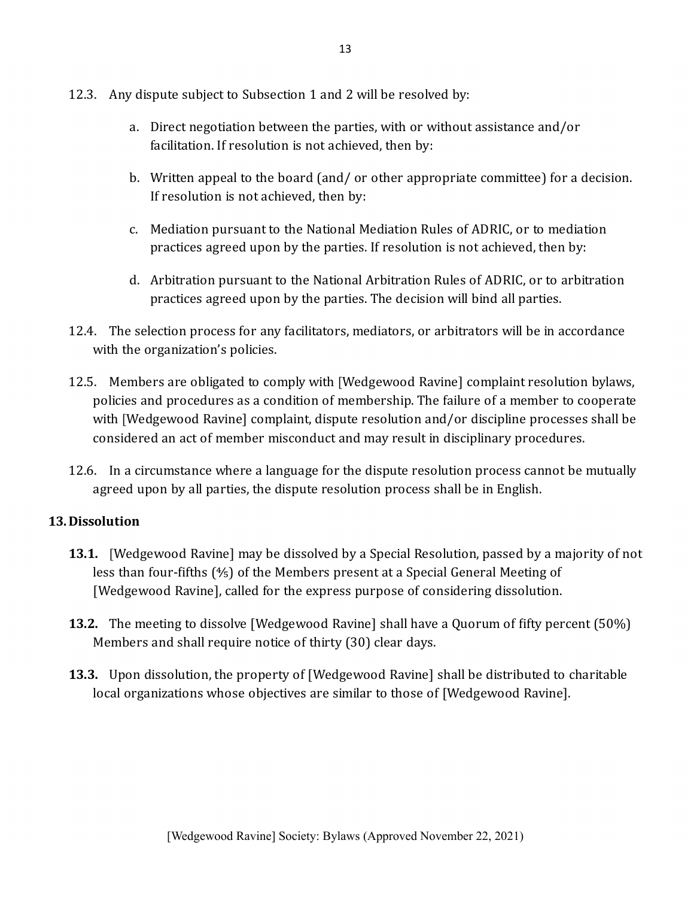12.3. Any dispute subject to Subsection 1 and 2 will be resolved by:

a. Direct negotiation between the parties, with or without assistance and/or facilitation. If resolution is not achieved, then by:

b. Written appeal to the board (and/ or other appropriate committee) for a decision. If resolution is not achieved, then by:

c. Mediation pursuant to the National Mediation Rules of ADRIC, or to mediation practices agreed upon by the parties. If resolution is not achieved, then by:

d. Arbitration pursuant to the National Arbitration Rules of ADRIC, or to arbitration practices agreed upon by the parties. The decision will bind all parties.

12.4. The selection process for any facilitators, mediators, or arbitrators will be in accordance with the organization's policies.

12.5. Members are obligated to comply with [Wedgewood Ravine] complaint resolution bylaws, policies and procedures as a condition of membership. The failure of a member to cooperate with [Wedgewood Ravine] complaint, dispute resolution and/or discipline processes shall be considered an act of member misconduct and may result in disciplinary procedures.

12.6. In a circumstance where a language for the dispute resolution process cannot be mutually agreed upon by all parties, the dispute resolution process shall be in English.

## 13. Dissolution

**13.1.** [Wedgewood Ravine] may be dissolved by a Special Resolution, passed by a majority of not less than four-fifths (⅘) of the Members present at a Special General Meeting of [Wedgewood Ravine], called for the express purpose of considering dissolution.

**13.2.** The meeting to dissolve [Wedgewood Ravine] shall have a Quorum of fifty percent (50%) Members and shall require notice of thirty (30) clear days.

**13.3.** Upon dissolution, the property of [Wedgewood Ravine] shall be distributed to charitable local organizations whose objectives are similar to those of [Wedgewood Ravine].